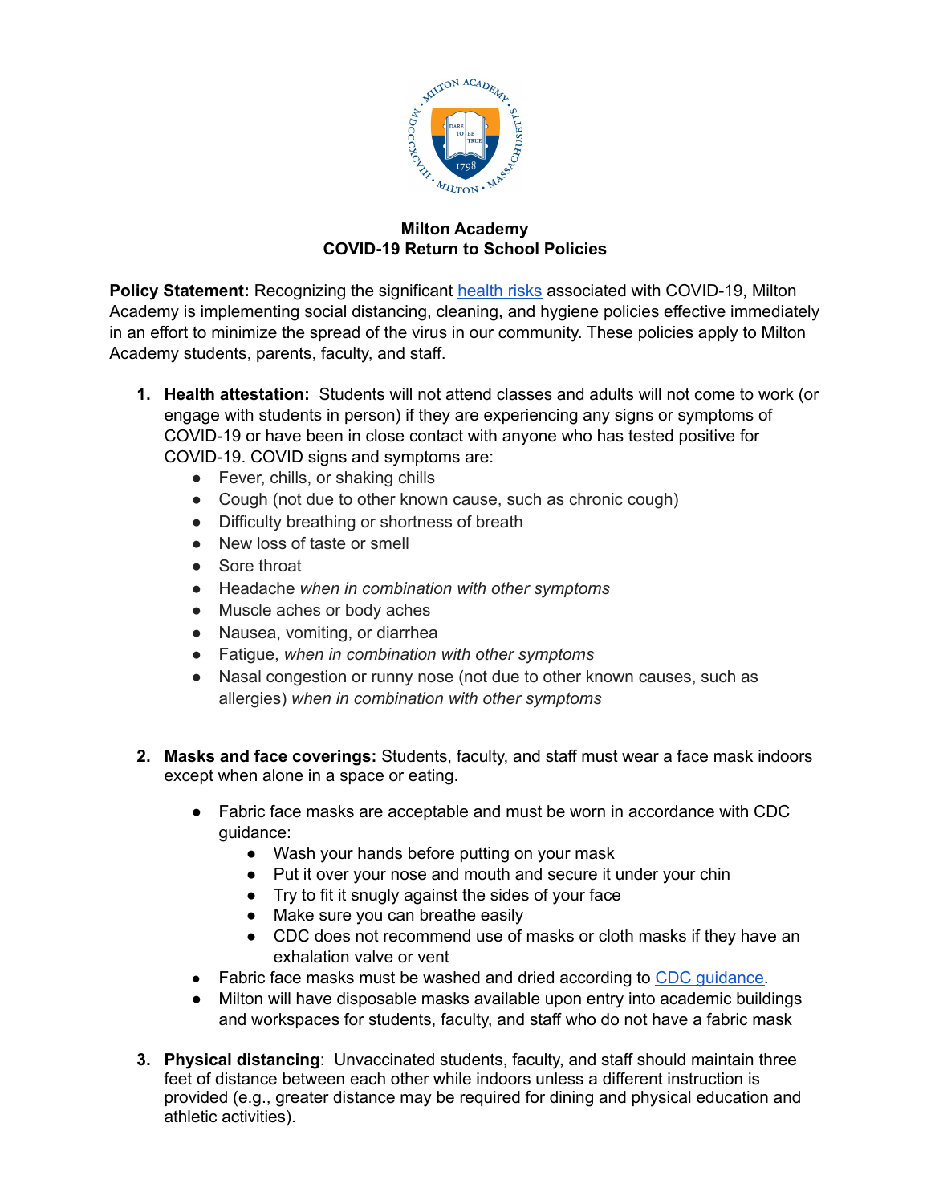**Milton Academy**
**COVID-19 Return to School Policies**

**Policy Statement:** Recognizing the significant [health risks](#) associated with COVID-19, Milton Academy is implementing social distancing, cleaning, and hygiene policies effective immediately in an effort to minimize the spread of the virus in our community. These policies apply to Milton Academy students, parents, faculty, and staff.

1. **Health attestation:** Students will not attend classes and adults will not come to work (or engage with students in person) if they are experiencing any signs or symptoms of COVID-19 or have been in close contact with anyone who has tested positive for COVID-19. COVID signs and symptoms are:
   - Fever, chills, or shaking chills
   - Cough (not due to other known cause, such as chronic cough)
   - Difficulty breathing or shortness of breath
   - New loss of taste or smell
   - Sore throat
   - Headache *when in combination with other symptoms*
   - Muscle aches or body aches
   - Nausea, vomiting, or diarrhea
   - Fatigue, *when in combination with other symptoms*
   - Nasal congestion or runny nose (not due to other known causes, such as allergies) *when in combination with other symptoms*

2. **Masks and face coverings:** Students, faculty, and staff must wear a face mask indoors except when alone in a space or eating.
   - Fabric face masks are acceptable and must be worn in accordance with CDC guidance:
     - Wash your hands before putting on your mask
     - Put it over your nose and mouth and secure it under your chin
     - Try to fit it snugly against the sides of your face
     - Make sure you can breathe easily
     - CDC does not recommend use of masks or cloth masks if they have an exhalation valve or vent
   - Fabric face masks must be washed and dried according to [CDC guidance](#).
   - Milton will have disposable masks available upon entry into academic buildings and workspaces for students, faculty, and staff who do not have a fabric mask

3. **Physical distancing**: Unvaccinated students, faculty, and staff should maintain three feet of distance between each other while indoors unless a different instruction is provided (e.g., greater distance may be required for dining and physical education and athletic activities).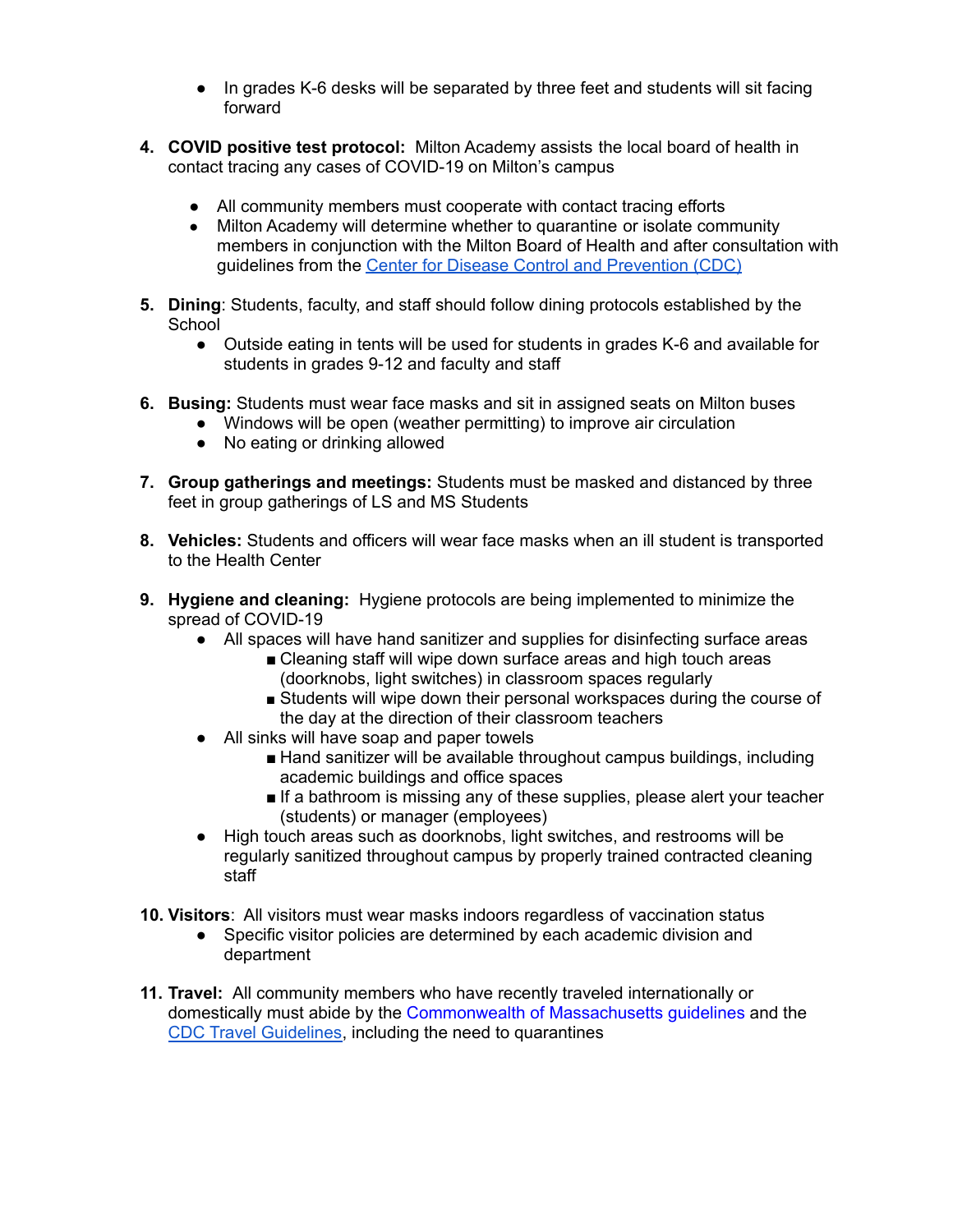- In grades K-6 desks will be separated by three feet and students will sit facing forward

4. **COVID positive test protocol:** Milton Academy assists the local board of health in contact tracing any cases of COVID-19 on Milton's campus
   - All community members must cooperate with contact tracing efforts
   - Milton Academy will determine whether to quarantine or isolate community members in conjunction with the Milton Board of Health and after consultation with guidelines from the [Center for Disease Control and Prevention (CDC)]

5. **Dining**: Students, faculty, and staff should follow dining protocols established by the School
   - Outside eating in tents will be used for students in grades K-6 and available for students in grades 9-12 and faculty and staff

6. **Busing:** Students must wear face masks and sit in assigned seats on Milton buses
   - Windows will be open (weather permitting) to improve air circulation
   - No eating or drinking allowed

7. **Group gatherings and meetings:** Students must be masked and distanced by three feet in group gatherings of LS and MS Students

8. **Vehicles:** Students and officers will wear face masks when an ill student is transported to the Health Center

9. **Hygiene and cleaning:** Hygiene protocols are being implemented to minimize the spread of COVID-19
   - All spaces will have hand sanitizer and supplies for disinfecting surface areas
     - Cleaning staff will wipe down surface areas and high touch areas (doorknobs, light switches) in classroom spaces regularly
     - Students will wipe down their personal workspaces during the course of the day at the direction of their classroom teachers
   - All sinks will have soap and paper towels
     - Hand sanitizer will be available throughout campus buildings, including academic buildings and office spaces
     - If a bathroom is missing any of these supplies, please alert your teacher (students) or manager (employees)
   - High touch areas such as doorknobs, light switches, and restrooms will be regularly sanitized throughout campus by properly trained contracted cleaning staff

10. **Visitors**: All visitors must wear masks indoors regardless of vaccination status
    - Specific visitor policies are determined by each academic division and department

11. **Travel:** All community members who have recently traveled internationally or domestically must abide by the Commonwealth of Massachusetts guidelines and the [CDC Travel Guidelines], including the need to quarantines